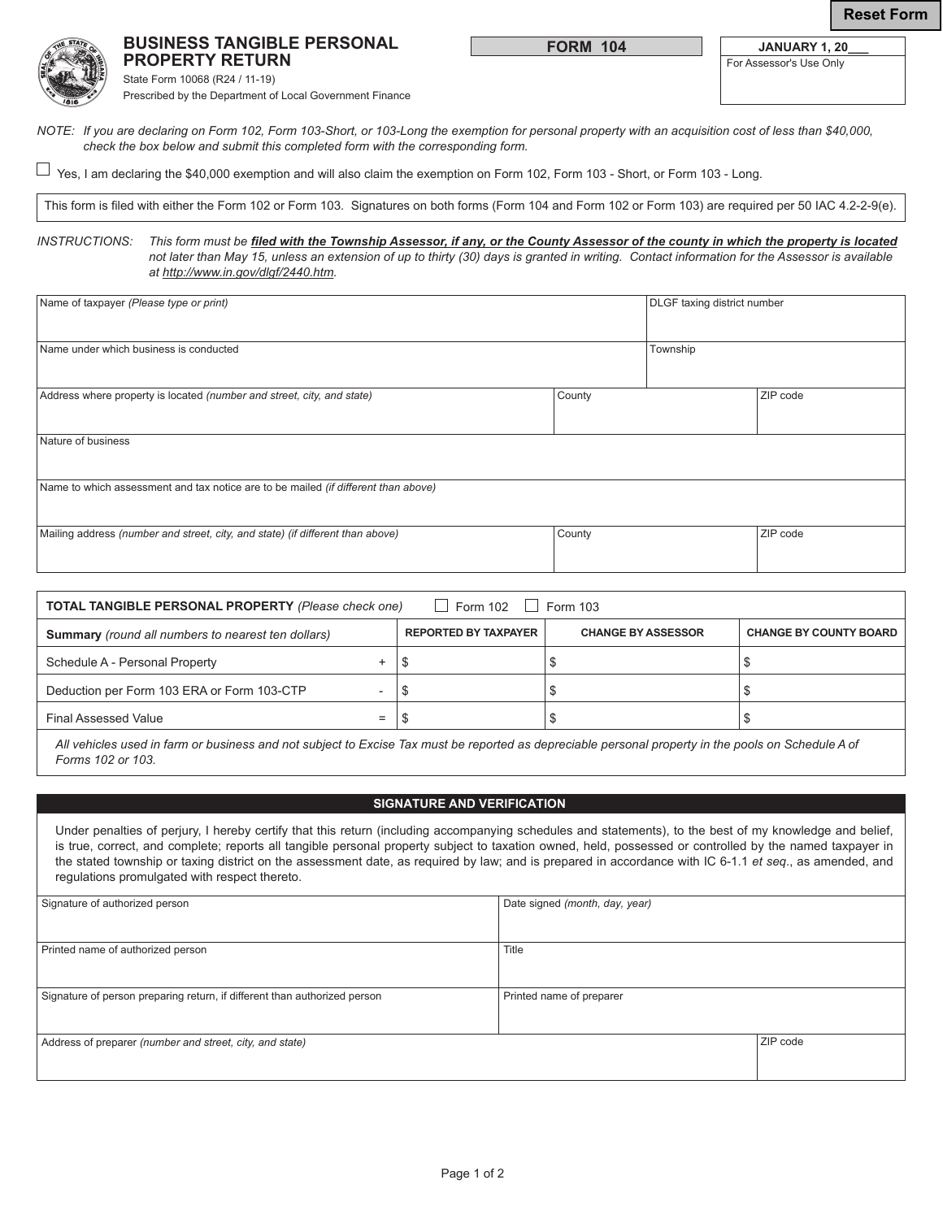Reset Form

# BUSINESS TANGIBLE PERSONAL PROPERTY RETURN

State Form 10068 (R24 / 11-19)
Prescribed by the Department of Local Government Finance

**FORM 104**

| JANUARY 1, 20___ |
|---|
| For Assessor's Use Only |

*NOTE: If you are declaring on Form 102, Form 103-Short, or 103-Long the exemption for personal property with an acquisition cost of less than $40,000, check the box below and submit this completed form with the corresponding form.*

☐ Yes, I am declaring the $40,000 exemption and will also claim the exemption on Form 102, Form 103 - Short, or Form 103 - Long.

This form is filed with either the Form 102 or Form 103. Signatures on both forms (Form 104 and Form 102 or Form 103) are required per 50 IAC 4.2-2-9(e).

*INSTRUCTIONS: This form must be **filed with the Township Assessor, if any, or the County Assessor of the county in which the property is located** not later than May 15, unless an extension of up to thirty (30) days is granted in writing. Contact information for the Assessor is available at http://www.in.gov/dlgf/2440.htm.*

| Name of taxpayer *(Please type or print)* | | DLGF taxing district number |
|---|---|---|
| Name under which business is conducted | | Township |
| Address where property is located *(number and street, city, and state)* | County | ZIP code |
| Nature of business | | |
| Name to which assessment and tax notice are to be mailed *(if different than above)* | | |
| Mailing address *(number and street, city, and state) (if different than above)* | County | ZIP code |

**TOTAL TANGIBLE PERSONAL PROPERTY** *(Please check one)* ☐ Form 102 ☐ Form 103

| **Summary** *(round all numbers to nearest ten dollars)* | | REPORTED BY TAXPAYER | CHANGE BY ASSESSOR | CHANGE BY COUNTY BOARD |
|---|---|---|---|---|
| Schedule A - Personal Property | + | $ | $ | $ |
| Deduction per Form 103 ERA or Form 103-CTP | - | $ | $ | $ |
| Final Assessed Value | = | $ | $ | $ |

*All vehicles used in farm or business and not subject to Excise Tax must be reported as depreciable personal property in the pools on Schedule A of Forms 102 or 103.*

## SIGNATURE AND VERIFICATION

Under penalties of perjury, I hereby certify that this return (including accompanying schedules and statements), to the best of my knowledge and belief, is true, correct, and complete; reports all tangible personal property subject to taxation owned, held, possessed or controlled by the named taxpayer in the stated township or taxing district on the assessment date, as required by law; and is prepared in accordance with IC 6-1.1 *et seq*., as amended, and regulations promulgated with respect thereto.

| Signature of authorized person | Date signed *(month, day, year)* |
|---|---|
| Printed name of authorized person | Title |
| Signature of person preparing return, if different than authorized person | Printed name of preparer |
| Address of preparer *(number and street, city, and state)* | ZIP code |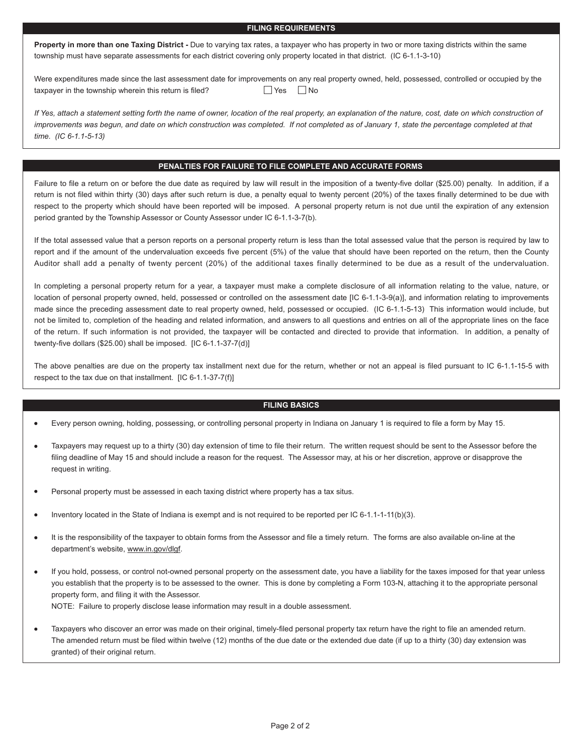## FILING REQUIREMENTS

**Property in more than one Taxing District -** Due to varying tax rates, a taxpayer who has property in two or more taxing districts within the same township must have separate assessments for each district covering only property located in that district. (IC 6-1.1-3-10)

Were expenditures made since the last assessment date for improvements on any real property owned, held, possessed, controlled or occupied by the taxpayer in the township wherein this return is filed? ☐ Yes ☐ No

*If Yes, attach a statement setting forth the name of owner, location of the real property, an explanation of the nature, cost, date on which construction of improvements was begun, and date on which construction was completed. If not completed as of January 1, state the percentage completed at that time. (IC 6-1.1-5-13)*

## PENALTIES FOR FAILURE TO FILE COMPLETE AND ACCURATE FORMS

Failure to file a return on or before the due date as required by law will result in the imposition of a twenty-five dollar ($25.00) penalty. In addition, if a return is not filed within thirty (30) days after such return is due, a penalty equal to twenty percent (20%) of the taxes finally determined to be due with respect to the property which should have been reported will be imposed. A personal property return is not due until the expiration of any extension period granted by the Township Assessor or County Assessor under IC 6-1.1-3-7(b).

If the total assessed value that a person reports on a personal property return is less than the total assessed value that the person is required by law to report and if the amount of the undervaluation exceeds five percent (5%) of the value that should have been reported on the return, then the County Auditor shall add a penalty of twenty percent (20%) of the additional taxes finally determined to be due as a result of the undervaluation.

In completing a personal property return for a year, a taxpayer must make a complete disclosure of all information relating to the value, nature, or location of personal property owned, held, possessed or controlled on the assessment date [IC 6-1.1-3-9(a)], and information relating to improvements made since the preceding assessment date to real property owned, held, possessed or occupied. (IC 6-1.1-5-13) This information would include, but not be limited to, completion of the heading and related information, and answers to all questions and entries on all of the appropriate lines on the face of the return. If such information is not provided, the taxpayer will be contacted and directed to provide that information. In addition, a penalty of twenty-five dollars ($25.00) shall be imposed. [IC 6-1.1-37-7(d)]

The above penalties are due on the property tax installment next due for the return, whether or not an appeal is filed pursuant to IC 6-1.1-15-5 with respect to the tax due on that installment. [IC 6-1.1-37-7(f)]

## FILING BASICS

- Every person owning, holding, possessing, or controlling personal property in Indiana on January 1 is required to file a form by May 15.
- Taxpayers may request up to a thirty (30) day extension of time to file their return. The written request should be sent to the Assessor before the filing deadline of May 15 and should include a reason for the request. The Assessor may, at his or her discretion, approve or disapprove the request in writing.
- Personal property must be assessed in each taxing district where property has a tax situs.
- Inventory located in the State of Indiana is exempt and is not required to be reported per IC 6-1.1-1-11(b)(3).
- It is the responsibility of the taxpayer to obtain forms from the Assessor and file a timely return. The forms are also available on-line at the department's website, www.in.gov/dlgf.
- If you hold, possess, or control not-owned personal property on the assessment date, you have a liability for the taxes imposed for that year unless you establish that the property is to be assessed to the owner. This is done by completing a Form 103-N, attaching it to the appropriate personal property form, and filing it with the Assessor.
  NOTE: Failure to properly disclose lease information may result in a double assessment.
- Taxpayers who discover an error was made on their original, timely-filed personal property tax return have the right to file an amended return. The amended return must be filed within twelve (12) months of the due date or the extended due date (if up to a thirty (30) day extension was granted) of their original return.